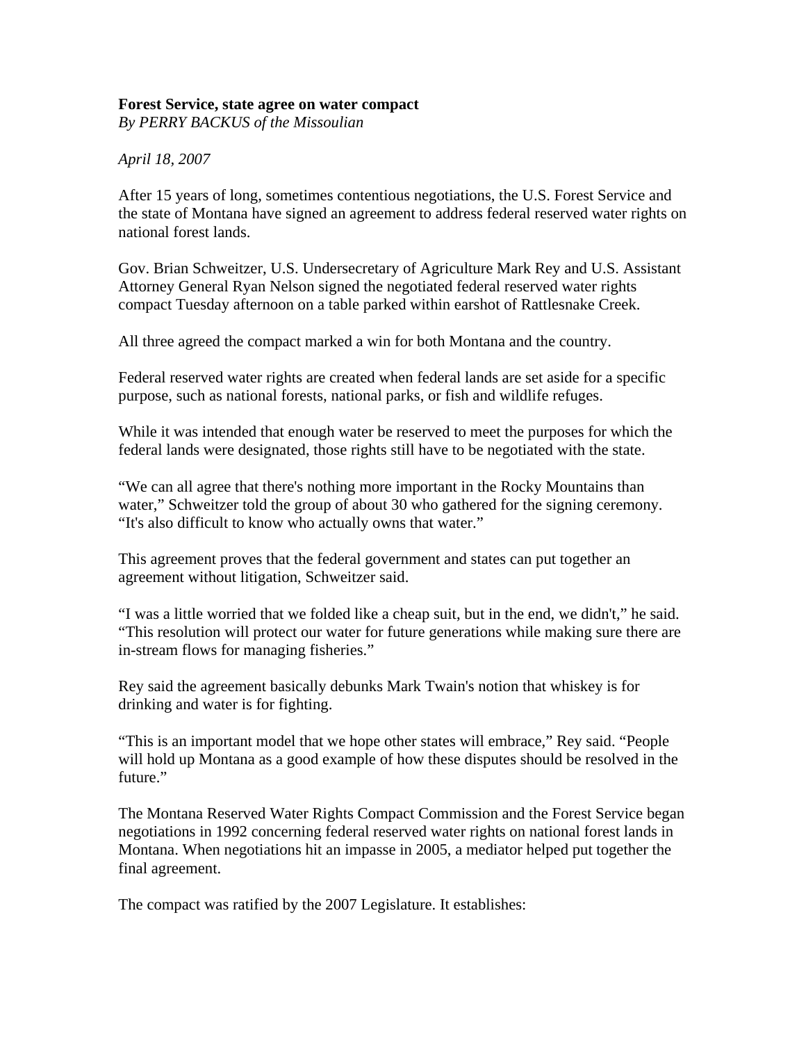**Forest Service, state agree on water compact**
*By PERRY BACKUS of the Missoulian*

*April 18, 2007*

After 15 years of long, sometimes contentious negotiations, the U.S. Forest Service and the state of Montana have signed an agreement to address federal reserved water rights on national forest lands.

Gov. Brian Schweitzer, U.S. Undersecretary of Agriculture Mark Rey and U.S. Assistant Attorney General Ryan Nelson signed the negotiated federal reserved water rights compact Tuesday afternoon on a table parked within earshot of Rattlesnake Creek.

All three agreed the compact marked a win for both Montana and the country.

Federal reserved water rights are created when federal lands are set aside for a specific purpose, such as national forests, national parks, or fish and wildlife refuges.

While it was intended that enough water be reserved to meet the purposes for which the federal lands were designated, those rights still have to be negotiated with the state.

"We can all agree that there's nothing more important in the Rocky Mountains than water," Schweitzer told the group of about 30 who gathered for the signing ceremony. "It's also difficult to know who actually owns that water."

This agreement proves that the federal government and states can put together an agreement without litigation, Schweitzer said.

"I was a little worried that we folded like a cheap suit, but in the end, we didn't," he said. "This resolution will protect our water for future generations while making sure there are in-stream flows for managing fisheries."

Rey said the agreement basically debunks Mark Twain's notion that whiskey is for drinking and water is for fighting.

"This is an important model that we hope other states will embrace," Rey said. "People will hold up Montana as a good example of how these disputes should resolved in the future."

The Montana Reserved Water Rights Compact Commission and the Forest Service began negotiations in 1992 concerning federal reserved water rights on national forest lands in Montana. When negotiations hit an impasse in 2005, a mediator helped put together the final agreement.

The compact was ratified by the 2007 Legislature. It establishes: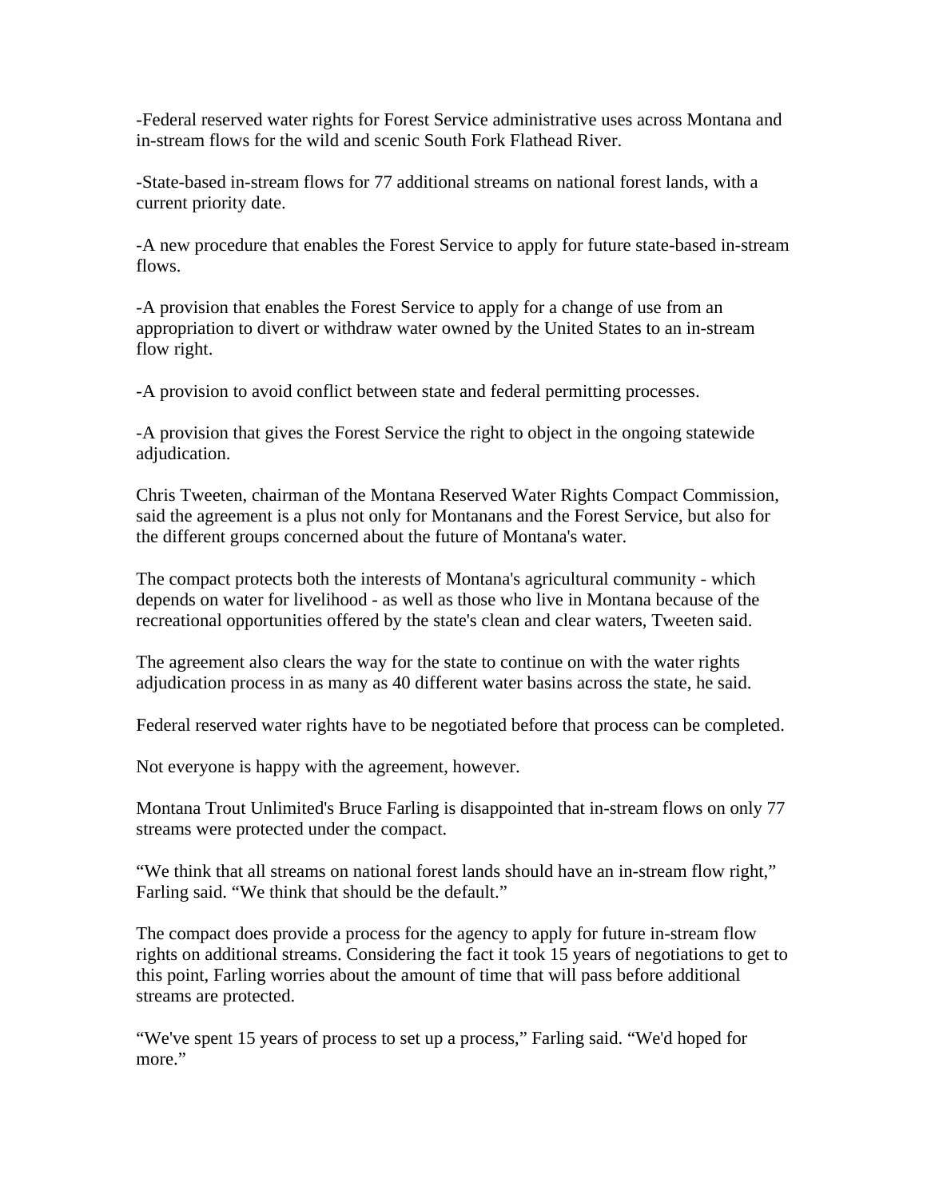-Federal reserved water rights for Forest Service administrative uses across Montana and in-stream flows for the wild and scenic South Fork Flathead River.

-State-based in-stream flows for 77 additional streams on national forest lands, with a current priority date.

-A new procedure that enables the Forest Service to apply for future state-based in-stream flows.

-A provision that enables the Forest Service to apply for a change of use from an appropriation to divert or withdraw water owned by the United States to an in-stream flow right.

-A provision to avoid conflict between state and federal permitting processes.

-A provision that gives the Forest Service the right to object in the ongoing statewide adjudication.

Chris Tweeten, chairman of the Montana Reserved Water Rights Compact Commission, said the agreement is a plus not only for Montanans and the Forest Service, but also for the different groups concerned about the future of Montana's water.

The compact protects both the interests of Montana's agricultural community - which depends on water for livelihood - as well as those who live in Montana because of the recreational opportunities offered by the state's clean and clear waters, Tweeten said.

The agreement also clears the way for the state to continue on with the water rights adjudication process in as many as 40 different water basins across the state, he said.

Federal reserved water rights have to be negotiated before that process can be completed.

Not everyone is happy with the agreement, however.

Montana Trout Unlimited's Bruce Farling is disappointed that in-stream flows on only 77 streams were protected under the compact.

"We think that all streams on national forest lands should have an in-stream flow right," Farling said. "We think that should be the default."

The compact does provide a process for the agency to apply for future in-stream flow rights on additional streams. Considering the fact it took 15 years of negotiations to get to this point, Farling worries about the amount of time that will pass before additional streams are protected.

"We've spent 15 years of process to set up a process," Farling said. "We'd hoped for more."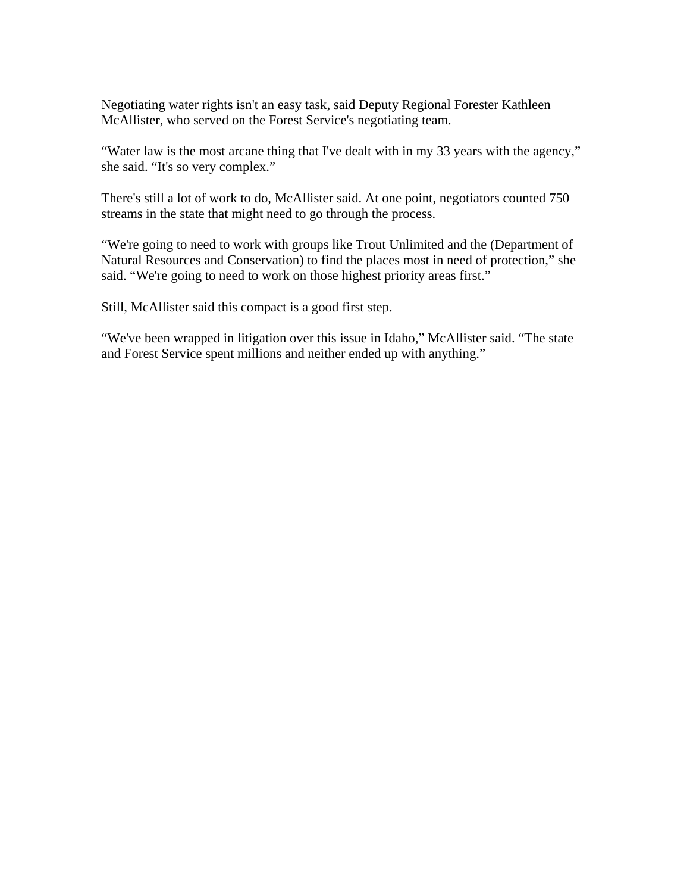Negotiating water rights isn't an easy task, said Deputy Regional Forester Kathleen McAllister, who served on the Forest Service's negotiating team.

“Water law is the most arcane thing that I've dealt with in my 33 years with the agency,” she said. “It's so very complex.”

There's still a lot of work to do, McAllister said. At one point, negotiators counted 750 streams in the state that might need to go through the process.

“We're going to need to work with groups like Trout Unlimited and the (Department of Natural Resources and Conservation) to find the places most in need of protection,” she said. “We're going to need to work on those highest priority areas first.”

Still, McAllister said this compact is a good first step.

“We've been wrapped in litigation over this issue in Idaho,” McAllister said. “The state and Forest Service spent millions and neither ended up with anything.”